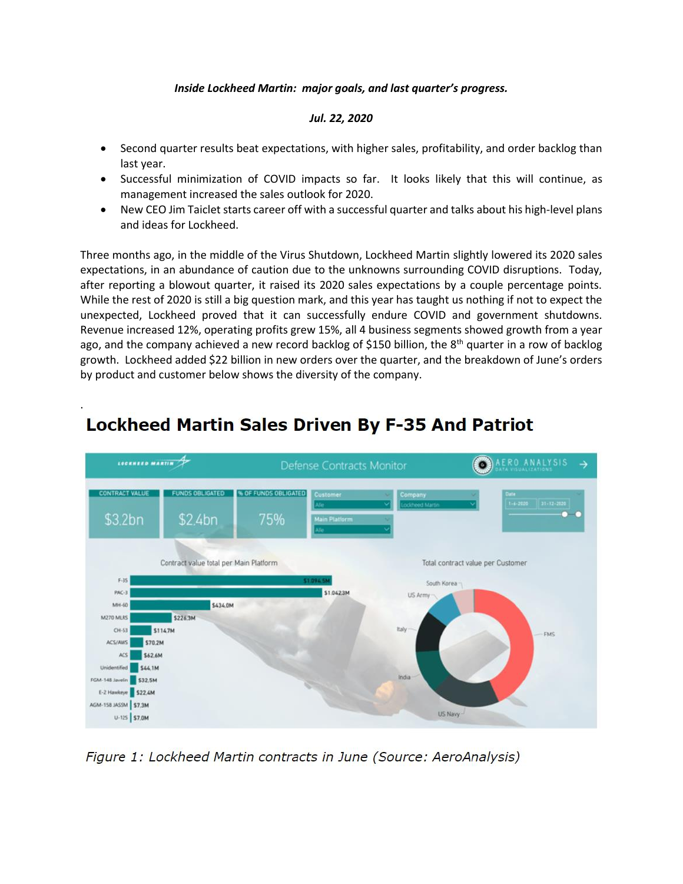*Inside Lockheed Martin: major goals, and last quarter's progress.*

*Jul. 22, 2020*

- Second quarter results beat expectations, with higher sales, profitability, and order backlog than last year.
- Successful minimization of COVID impacts so far. It looks likely that this will continue, as management increased the sales outlook for 2020.
- New CEO Jim Taiclet starts career off with a successful quarter and talks about his high-level plans and ideas for Lockheed.

Three months ago, in the middle of the Virus Shutdown, Lockheed Martin slightly lowered its 2020 sales expectations, in an abundance of caution due to the unknowns surrounding COVID disruptions. Today, after reporting a blowout quarter, it raised its 2020 sales expectations by a couple percentage points. While the rest of 2020 is still a big question mark, and this year has taught us nothing if not to expect the unexpected, Lockheed proved that it can successfully endure COVID and government shutdowns. Revenue increased 12%, operating profits grew 15%, all 4 business segments showed growth from a year ago, and the company achieved a new record backlog of $150 billion, the 8th quarter in a row of backlog growth. Lockheed added $22 billion in new orders over the quarter, and the breakdown of June's orders by product and customer below shows the diversity of the company.

## Lockheed Martin Sales Driven By F-35 And Patriot

*Figure 1: Lockheed Martin contracts in June (Source: AeroAnalysis)*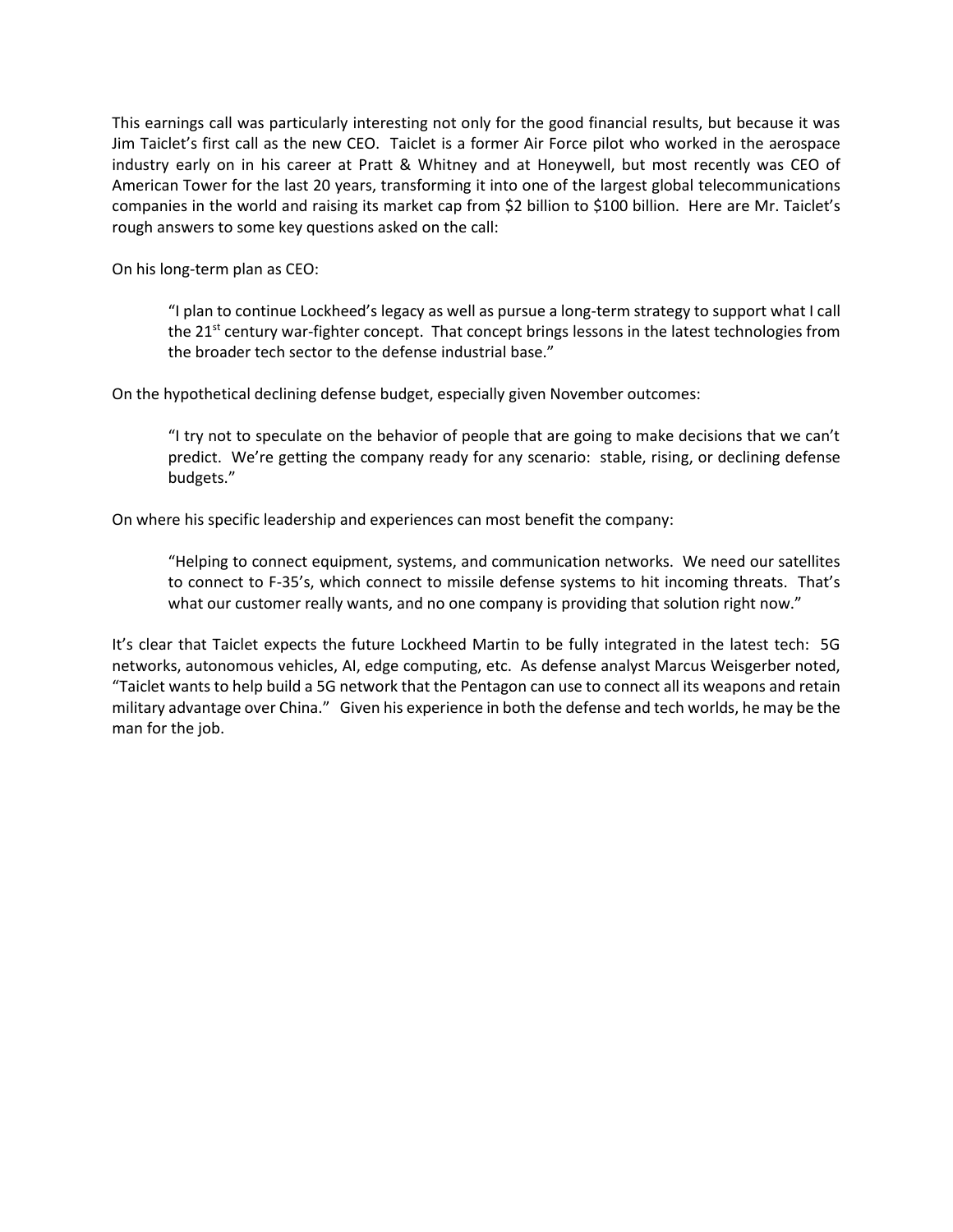This earnings call was particularly interesting not only for the good financial results, but because it was Jim Taiclet's first call as the new CEO. Taiclet is a former Air Force pilot who worked in the aerospace industry early on in his career at Pratt & Whitney and at Honeywell, but most recently was CEO of American Tower for the last 20 years, transforming it into one of the largest global telecommunications companies in the world and raising its market cap from $2 billion to $100 billion. Here are Mr. Taiclet's rough answers to some key questions asked on the call:

On his long-term plan as CEO:

> "I plan to continue Lockheed's legacy as well as pursue a long-term strategy to support what I call the 21st century war-fighter concept. That concept brings lessons in the latest technologies from the broader tech sector to the defense industrial base."

On the hypothetical declining defense budget, especially given November outcomes:

> "I try not to speculate on the behavior of people that are going to make decisions that we can't predict. We're getting the company ready for any scenario: stable, rising, or declining defense budgets."

On where his specific leadership and experiences can most benefit the company:

> "Helping to connect equipment, systems, and communication networks. We need our satellites to connect to F-35's, which connect to missile defense systems to hit incoming threats. That's what our customer really wants, and no one company is providing that solution right now."

It's clear that Taiclet expects the future Lockheed Martin to be fully integrated in the latest tech: 5G networks, autonomous vehicles, AI, edge computing, etc. As defense analyst Marcus Weisgerber noted, "Taiclet wants to help build a 5G network that the Pentagon can use to connect all its weapons and retain military advantage over China." Given his experience in both the defense and tech worlds, he may be the man for the job.